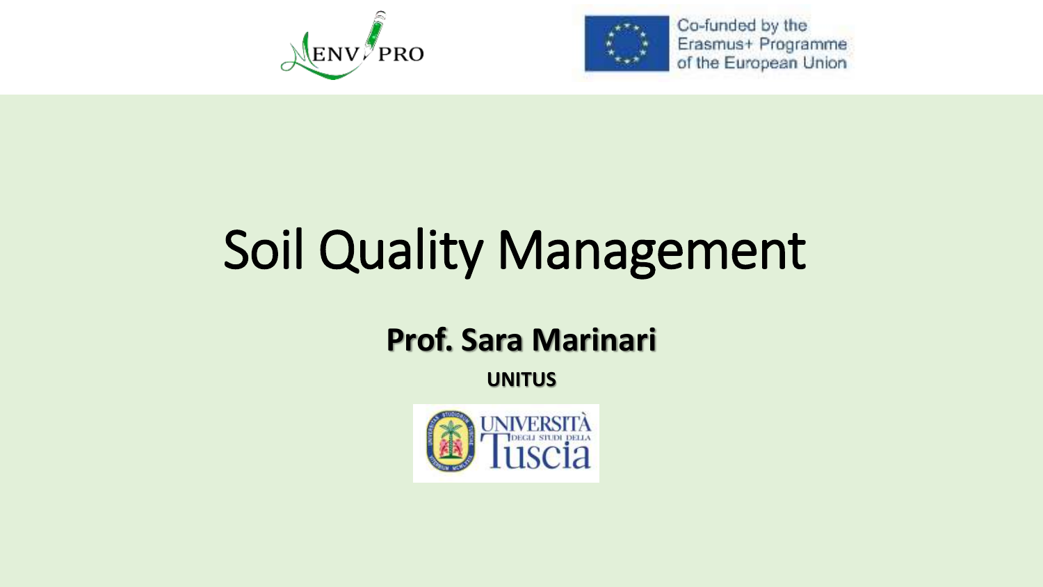ENV PRO

Co-funded by the Erasmus+ Programme of the European Union

# Soil Quality Management

**Prof. Sara Marinari**

**UNITUS**

UNIVERSITÀ DEGLI STUDI DELLA Tuscia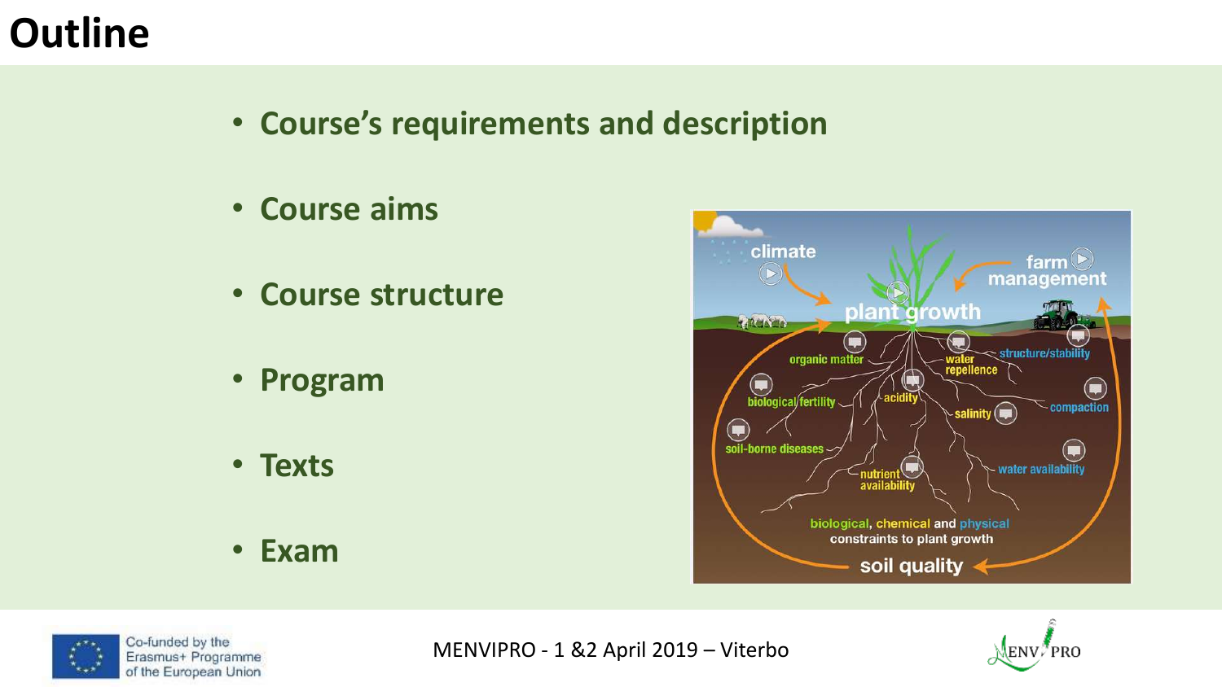# Outline

- **Course's requirements and description**
- **Course aims**
- **Course structure**
- **Program**
- **Texts**
- **Exam**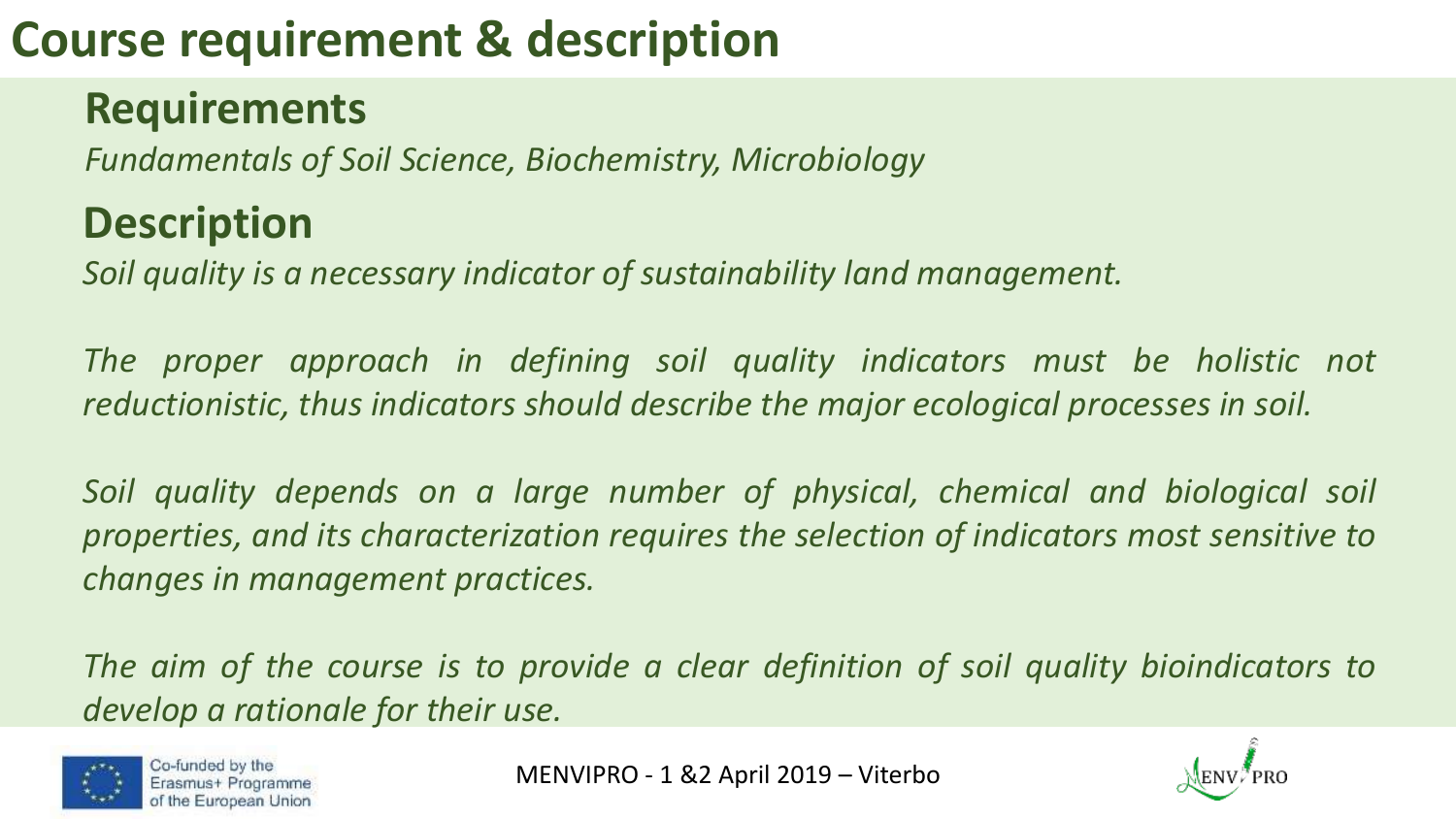# Course requirement & description

## Requirements

*Fundamentals of Soil Science, Biochemistry, Microbiology*

## Description

*Soil quality is a necessary indicator of sustainability land management.*

*The proper approach in defining soil quality indicators must be holistic not reductionistic, thus indicators should describe the major ecological processes in soil.*

*Soil quality depends on a large number of physical, chemical and biological soil properties, and its characterization requires the selection of indicators most sensitive to changes in management practices.*

*The aim of the course is to provide a clear definition of soil quality bioindicators to develop a rationale for their use.*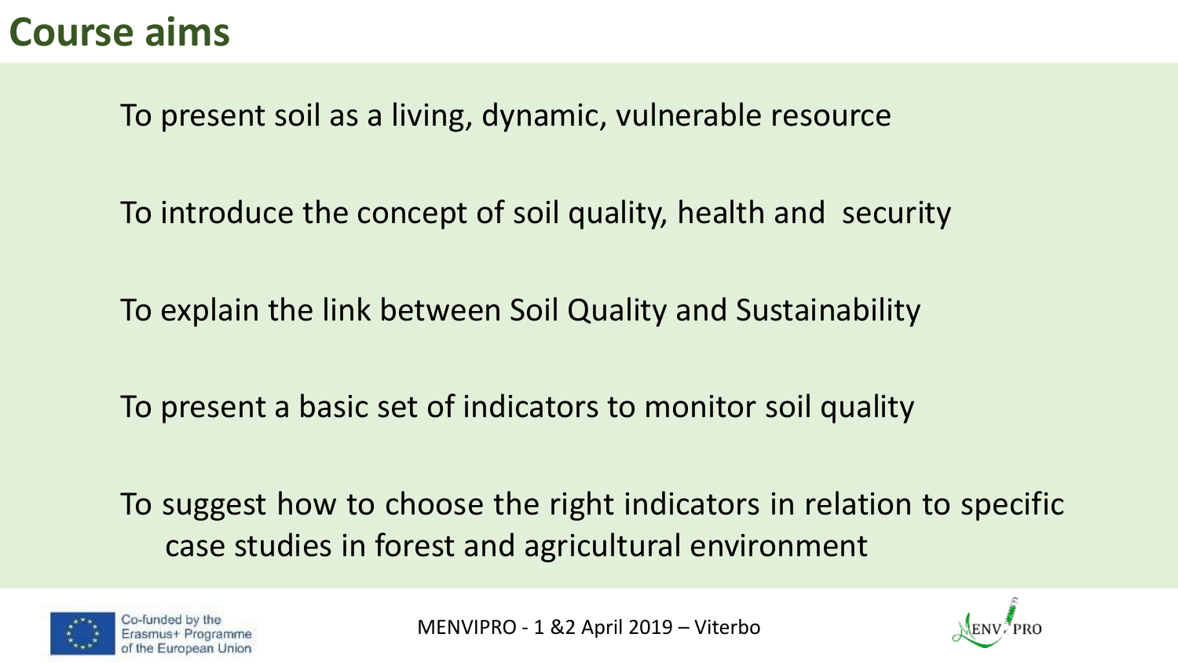# Course aims

To present soil as a living, dynamic, vulnerable resource

To introduce the concept of soil quality, health and security

To explain the link between Soil Quality and Sustainability

To present a basic set of indicators to monitor soil quality

To suggest how to choose the right indicators in relation to specific case studies in forest and agricultural environment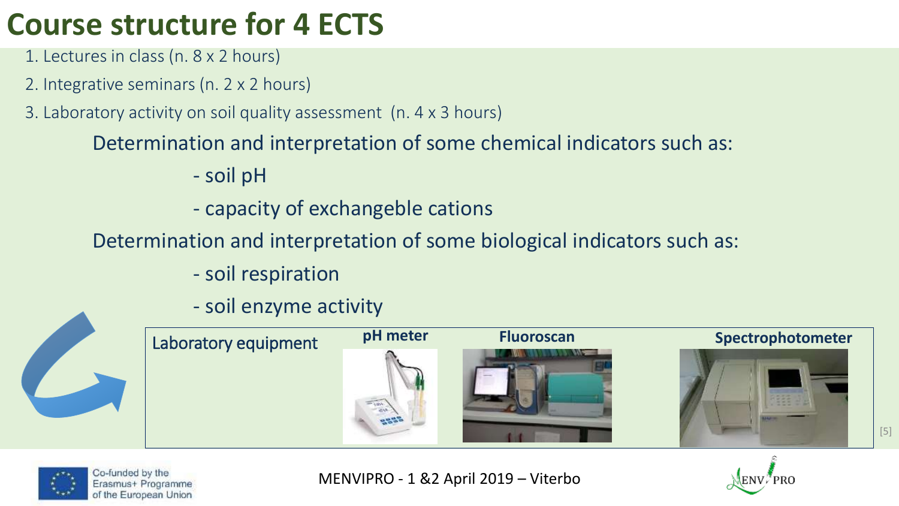# Course structure for 4 ECTS

1. Lectures in class (n. 8 x 2 hours)
2. Integrative seminars (n. 2 x 2 hours)
3. Laboratory activity on soil quality assessment (n. 4 x 3 hours)

Determination and interpretation of some chemical indicators such as:

- soil pH
- capacity of exchangeble cations

Determination and interpretation of some biological indicators such as:

- soil respiration
- soil enzyme activity

Laboratory equipment

**pH meter**

**Fluoroscan**

**Spectrophotometer**

[5]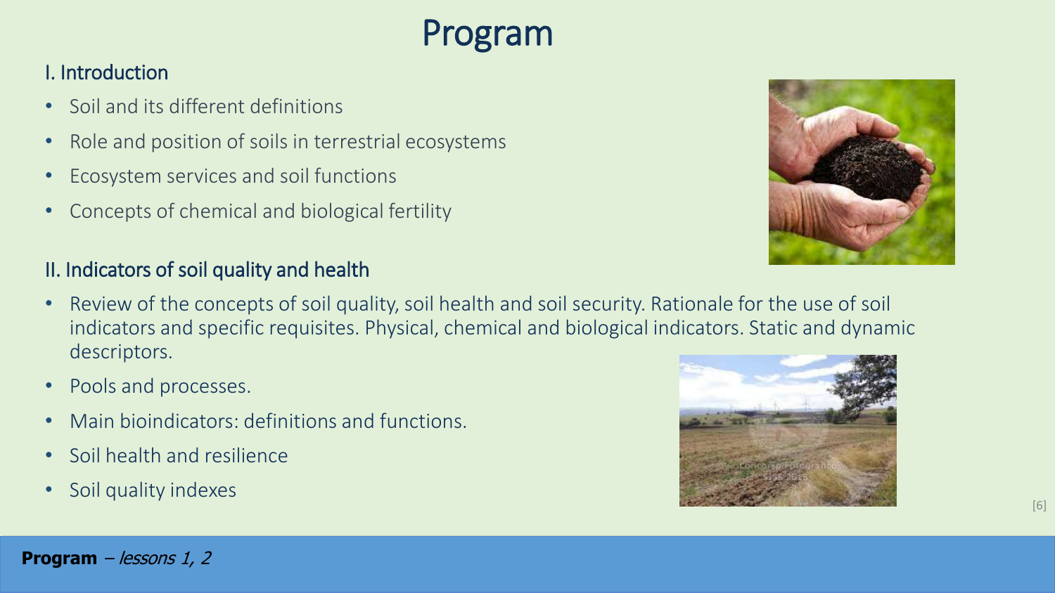# Program

## I. Introduction

- Soil and its different definitions
- Role and position of soils in terrestrial ecosystems
- Ecosystem services and soil functions
- Concepts of chemical and biological fertility

## II. Indicators of soil quality and health

- Review of the concepts of soil quality, soil health and soil security. Rationale for the use of soil indicators and specific requisites. Physical, chemical and biological indicators. Static and dynamic descriptors.
- Pools and processes.
- Main bioindicators: definitions and functions.
- Soil health and resilience
- Soil quality indexes

**Program** – *lessons 1, 2*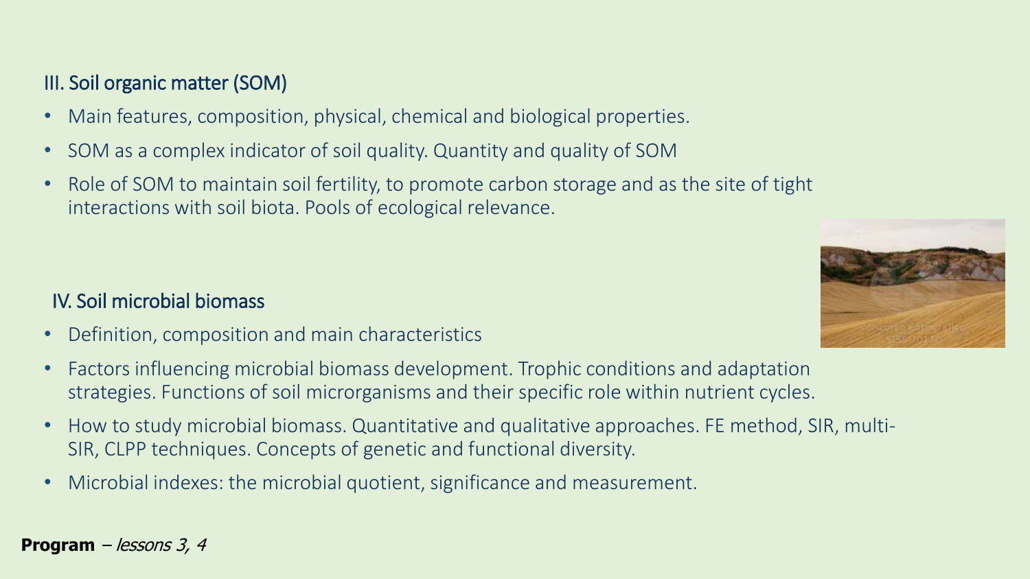## III. Soil organic matter (SOM)

- Main features, composition, physical, chemical and biological properties.
- SOM as a complex indicator of soil quality. Quantity and quality of SOM
- Role of SOM to maintain soil fertility, to promote carbon storage and as the site of tight interactions with soil biota. Pools of ecological relevance.

## IV. Soil microbial biomass

- Definition, composition and main characteristics
- Factors influencing microbial biomass development. Trophic conditions and adaptation strategies. Functions of soil microrganisms and their specific role within nutrient cycles.
- How to study microbial biomass. Quantitative and qualitative approaches. FE method, SIR, multi-SIR, CLPP techniques. Concepts of genetic and functional diversity.
- Microbial indexes: the microbial quotient, significance and measurement.

**Program** – *lessons 3, 4*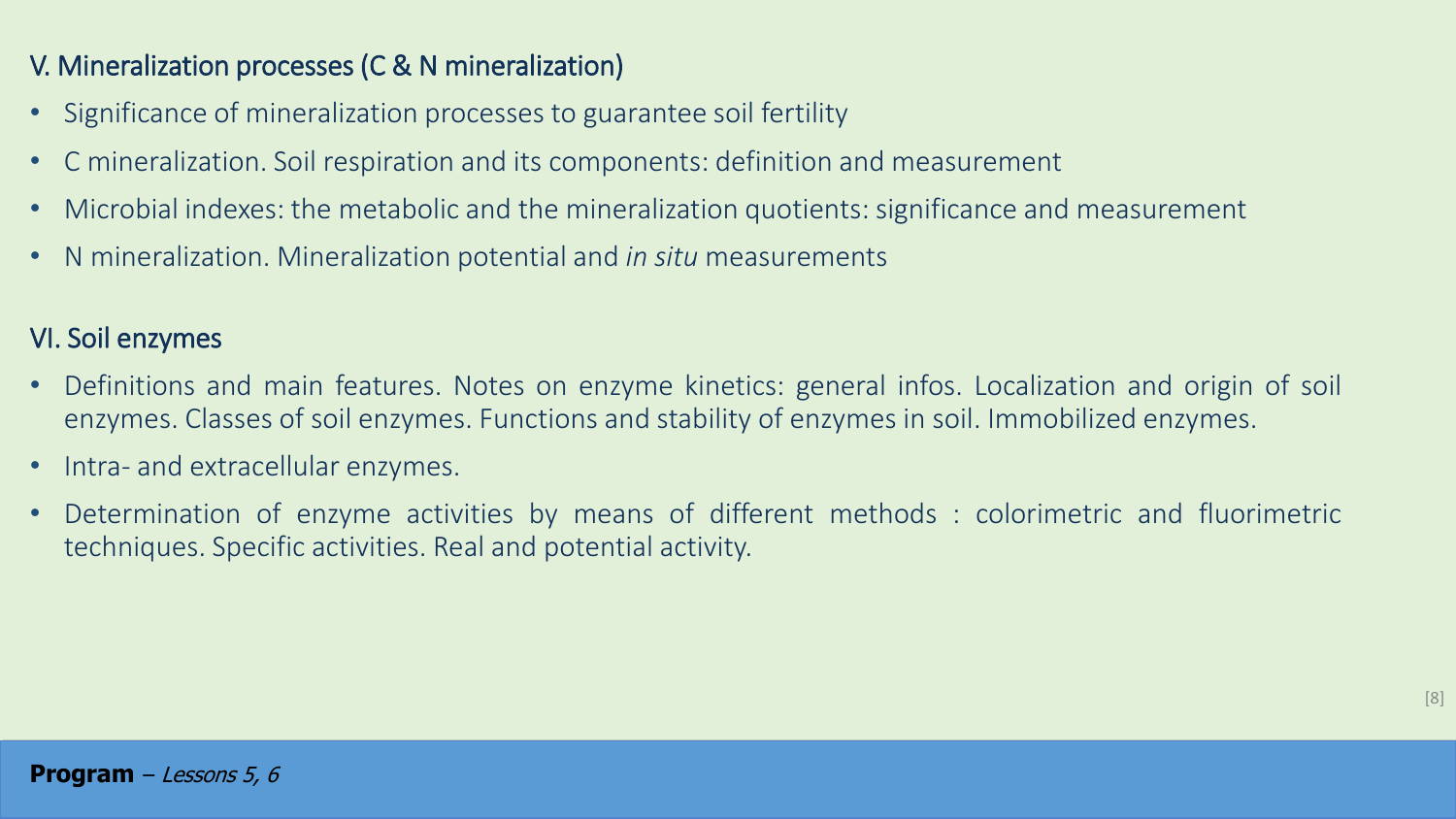## V. Mineralization processes (C & N mineralization)

- Significance of mineralization processes to guarantee soil fertility
- C mineralization. Soil respiration and its components: definition and measurement
- Microbial indexes: the metabolic and the mineralization quotients: significance and measurement
- N mineralization. Mineralization potential and *in situ* measurements

## VI. Soil enzymes

- Definitions and main features. Notes on enzyme kinetics: general infos. Localization and origin of soil enzymes. Classes of soil enzymes. Functions and stability of enzymes in soil. Immobilized enzymes.
- Intra- and extracellular enzymes.
- Determination of enzyme activities by means of different methods : colorimetric and fluorimetric techniques. Specific activities. Real and potential activity.

**Program** – *Lessons 5, 6*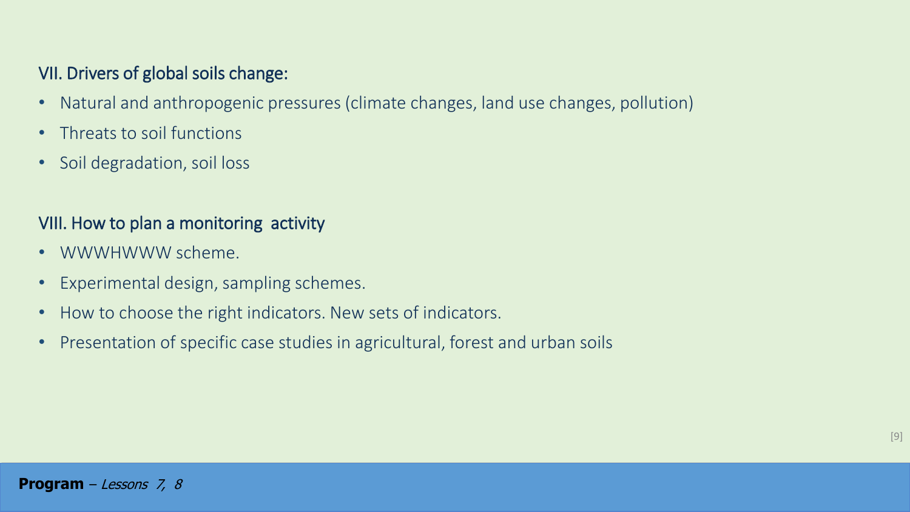## VII. Drivers of global soils change:

- Natural and anthropogenic pressures (climate changes, land use changes, pollution)
- Threats to soil functions
- Soil degradation, soil loss

## VIII. How to plan a monitoring  activity

- WWWHWWW scheme.
- Experimental design, sampling schemes.
- How to choose the right indicators. New sets of indicators.
- Presentation of specific case studies in agricultural, forest and urban soils

**Program** – *Lessons  7,  8*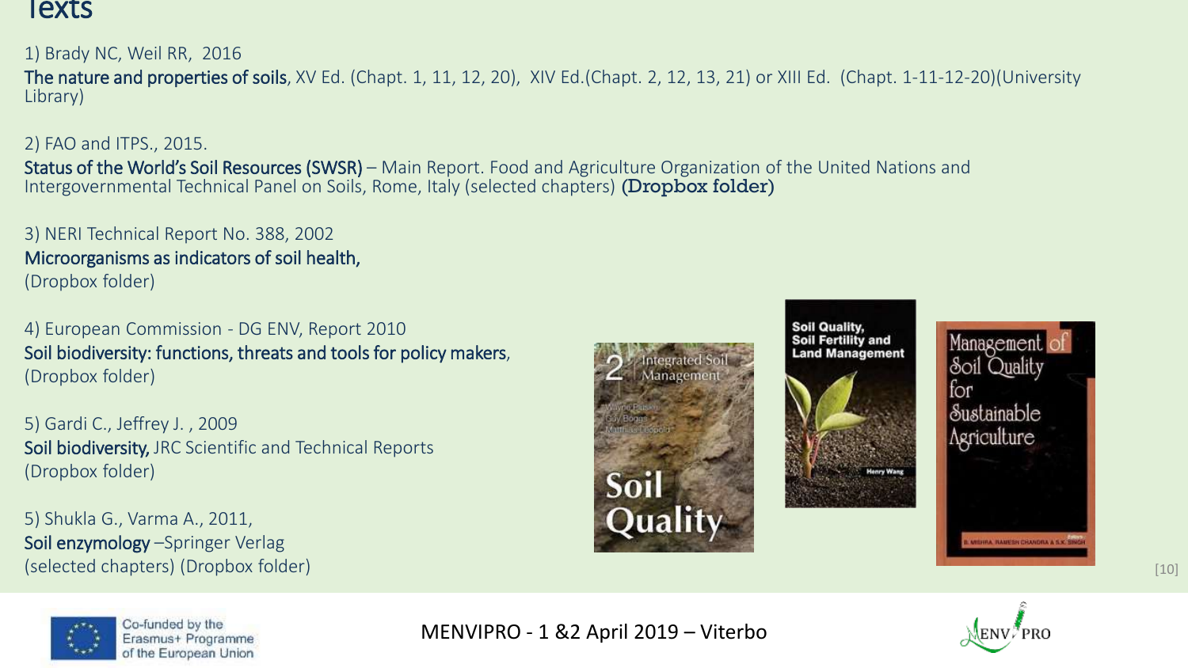# Texts

1) Brady NC, Weil RR, 2016
The nature and properties of soils, XV Ed. (Chapt. 1, 11, 12, 20), XIV Ed.(Chapt. 2, 12, 13, 21) or XIII Ed. (Chapt. 1-11-12-20)(University Library)

2) FAO and ITPS., 2015.
Status of the World's Soil Resources (SWSR) – Main Report. Food and Agriculture Organization of the United Nations and Intergovernmental Technical Panel on Soils, Rome, Italy (selected chapters) **(Dropbox folder)**

3) NERI Technical Report No. 388, 2002
Microorganisms as indicators of soil health,
(Dropbox folder)

4) European Commission - DG ENV, Report 2010
Soil biodiversity: functions, threats and tools for policy makers,
(Dropbox folder)

5) Gardi C., Jeffrey J. , 2009
Soil biodiversity, JRC Scientific and Technical Reports
(Dropbox folder)

5) Shukla G., Varma A., 2011,
Soil enzymology –Springer Verlag
(selected chapters) (Dropbox folder)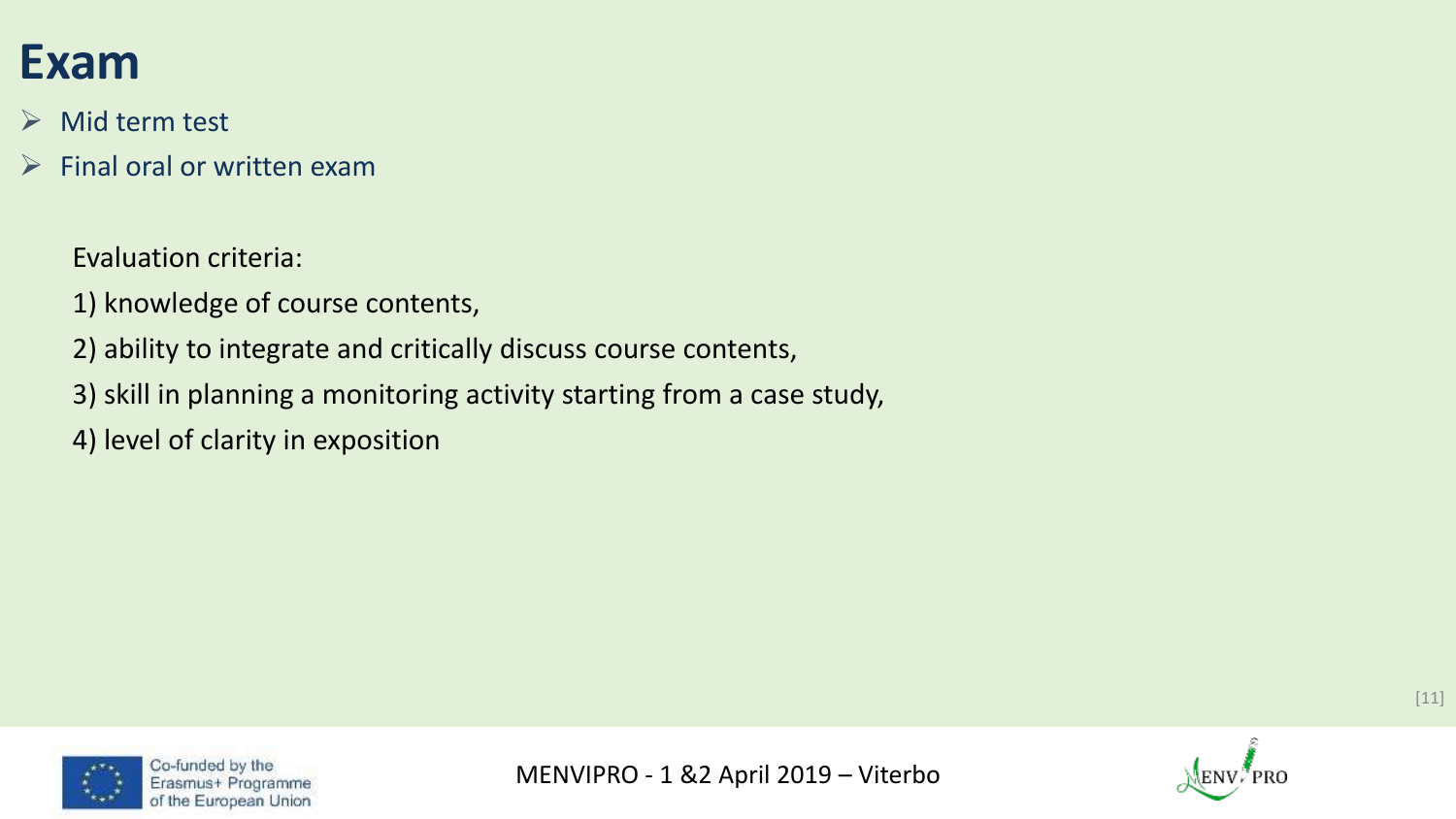# Exam

- Mid term test
- Final oral or written exam

Evaluation criteria:

1) knowledge of course contents,
2) ability to integrate and critically discuss course contents,
3) skill in planning a monitoring activity starting from a case study,
4) level of clarity in exposition